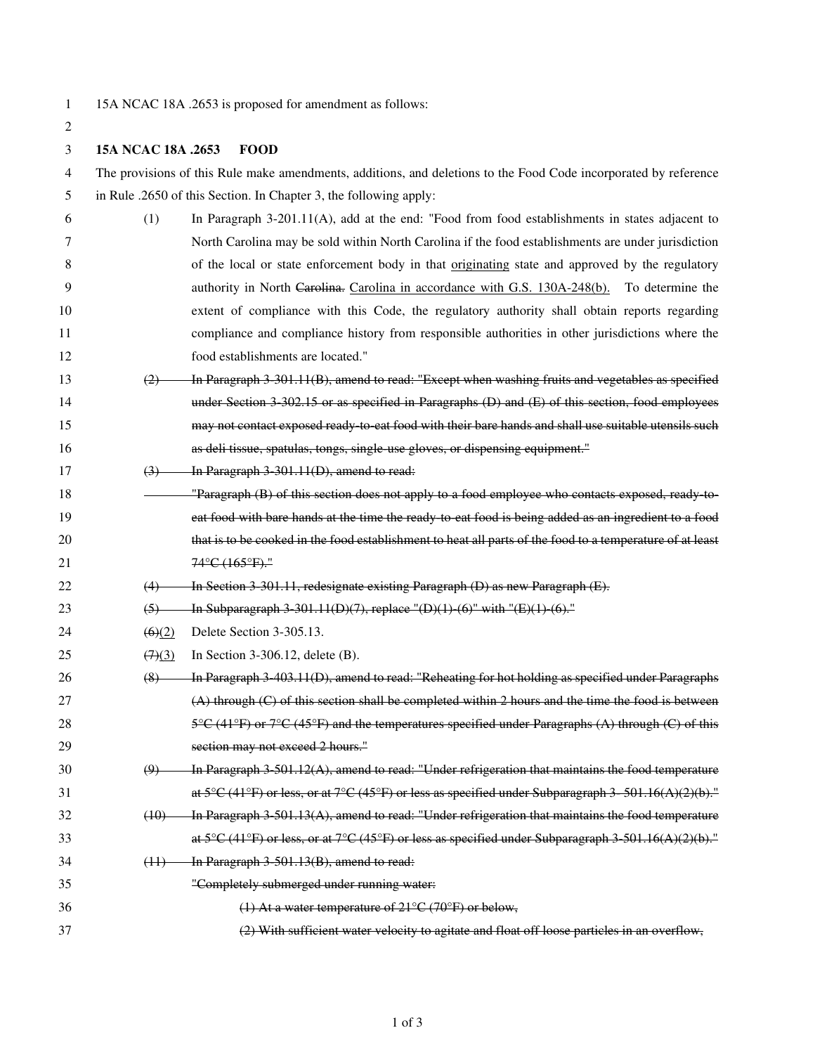15A NCAC 18A .2653 is proposed for amendment as follows:

**15A NCAC 18A .2653 FOOD**

The provisions of this Rule make amendments, additions, and deletions to the Food Code incorporated by reference in Rule .2650 of this Section. In Chapter 3, the following apply:

(1) In Paragraph 3-201.11(A), add at the end: "Food from food establishments in states adjacent to North Carolina may be sold within North Carolina if the food establishments are under jurisdiction of the local or state enforcement body in that <u>originating</u> state and approved by the regulatory authority in North ~~Carolina.~~ <u>Carolina in accordance with G.S. 130A-248(b).</u> To determine the extent of compliance with this Code, the regulatory authority shall obtain reports regarding compliance and compliance history from responsible authorities in other jurisdictions where the food establishments are located."

~~(2) In Paragraph 3-301.11(B), amend to read: "Except when washing fruits and vegetables as specified under Section 3-302.15 or as specified in Paragraphs (D) and (E) of this section, food employees may not contact exposed ready-to-eat food with their bare hands and shall use suitable utensils such as deli tissue, spatulas, tongs, single-use gloves, or dispensing equipment."~~

~~(3) In Paragraph 3-301.11(D), amend to read:~~
~~"Paragraph (B) of this section does not apply to a food employee who contacts exposed, ready-to-eat food with bare hands at the time the ready-to-eat food is being added as an ingredient to a food that is to be cooked in the food establishment to heat all parts of the food to a temperature of at least 74°C (165°F)."~~

~~(4) In Section 3-301.11, redesignate existing Paragraph (D) as new Paragraph (E).~~

~~(5) In Subparagraph 3-301.11(D)(7), replace "(D)(1)-(6)" with "(E)(1)-(6)."~~

~~(6)~~<u>(2)</u> Delete Section 3-305.13.

~~(7)~~<u>(3)</u> In Section 3-306.12, delete (B).

~~(8) In Paragraph 3-403.11(D), amend to read: "Reheating for hot holding as specified under Paragraphs (A) through (C) of this section shall be completed within 2 hours and the time the food is between 5°C (41°F) or 7°C (45°F) and the temperatures specified under Paragraphs (A) through (C) of this section may not exceed 2 hours."~~

~~(9) In Paragraph 3-501.12(A), amend to read: "Under refrigeration that maintains the food temperature at 5°C (41°F) or less, or at 7°C (45°F) or less as specified under Subparagraph 3- 501.16(A)(2)(b)."~~

~~(10) In Paragraph 3-501.13(A), amend to read: "Under refrigeration that maintains the food temperature at 5°C (41°F) or less, or at 7°C (45°F) or less as specified under Subparagraph 3-501.16(A)(2)(b)."~~

~~(11) In Paragraph 3-501.13(B), amend to read:~~
~~"Completely submerged under running water:~~
~~(1) At a water temperature of 21°C (70°F) or below,~~
~~(2) With sufficient water velocity to agitate and float off loose particles in an overflow,~~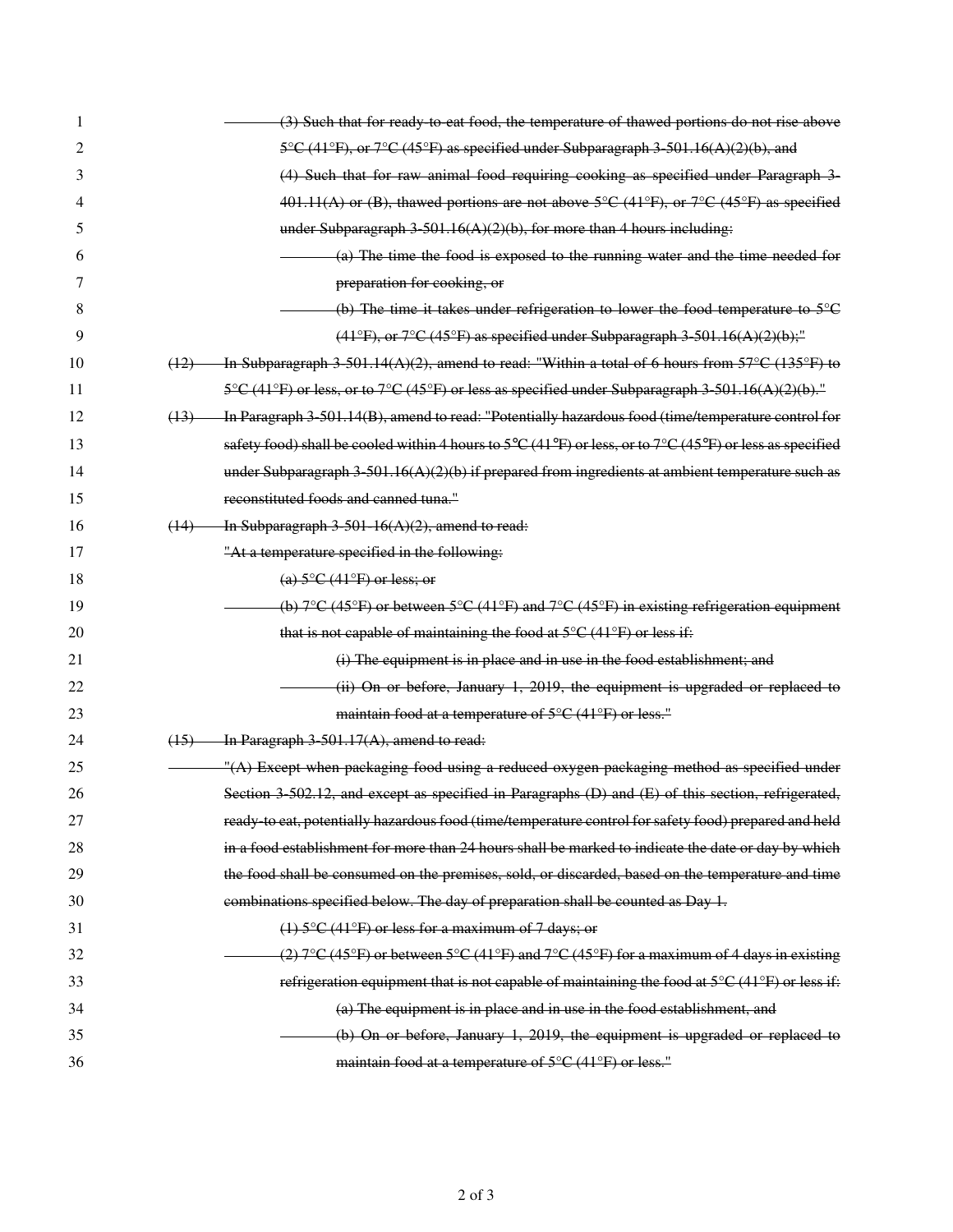(3) Such that for ready-to-eat food, the temperature of thawed portions do not rise above 5°C (41°F), or 7°C (45°F) as specified under Subparagraph 3-501.16(A)(2)(b), and

(4) Such that for raw animal food requiring cooking as specified under Paragraph 3-401.11(A) or (B), thawed portions are not above 5°C (41°F), or 7°C (45°F) as specified under Subparagraph 3-501.16(A)(2)(b), for more than 4 hours including:

(a) The time the food is exposed to the running water and the time needed for preparation for cooking, or

(b) The time it takes under refrigeration to lower the food temperature to 5°C (41°F), or 7°C (45°F) as specified under Subparagraph 3-501.16(A)(2)(b);"

(12) In Subparagraph 3-501.14(A)(2), amend to read: "Within a total of 6 hours from 57°C (135°F) to 5°C (41°F) or less, or to 7°C (45°F) or less as specified under Subparagraph 3-501.16(A)(2)(b)."

(13) In Paragraph 3-501.14(B), amend to read: "Potentially hazardous food (time/temperature control for safety food) shall be cooled within 4 hours to 5°C (41°F) or less, or to 7°C (45°F) or less as specified under Subparagraph 3-501.16(A)(2)(b) if prepared from ingredients at ambient temperature such as reconstituted foods and canned tuna."

(14) In Subparagraph 3-501-16(A)(2), amend to read:

"At a temperature specified in the following:

(a) 5°C (41°F) or less; or

(b) 7°C (45°F) or between 5°C (41°F) and 7°C (45°F) in existing refrigeration equipment that is not capable of maintaining the food at 5°C (41°F) or less if:

(i) The equipment is in place and in use in the food establishment; and

(ii) On or before, January 1, 2019, the equipment is upgraded or replaced to maintain food at a temperature of 5°C (41°F) or less."

(15) In Paragraph 3-501.17(A), amend to read:

"(A) Except when packaging food using a reduced oxygen packaging method as specified under Section 3-502.12, and except as specified in Paragraphs (D) and (E) of this section, refrigerated, ready-to-eat, potentially hazardous food (time/temperature control for safety food) prepared and held in a food establishment for more than 24 hours shall be marked to indicate the date or day by which the food shall be consumed on the premises, sold, or discarded, based on the temperature and time combinations specified below. The day of preparation shall be counted as Day 1.

(1) 5°C (41°F) or less for a maximum of 7 days; or

(2) 7°C (45°F) or between 5°C (41°F) and 7°C (45°F) for a maximum of 4 days in existing refrigeration equipment that is not capable of maintaining the food at 5°C (41°F) or less if:

(a) The equipment is in place and in use in the food establishment, and

(b) On or before, January 1, 2019, the equipment is upgraded or replaced to maintain food at a temperature of 5°C (41°F) or less."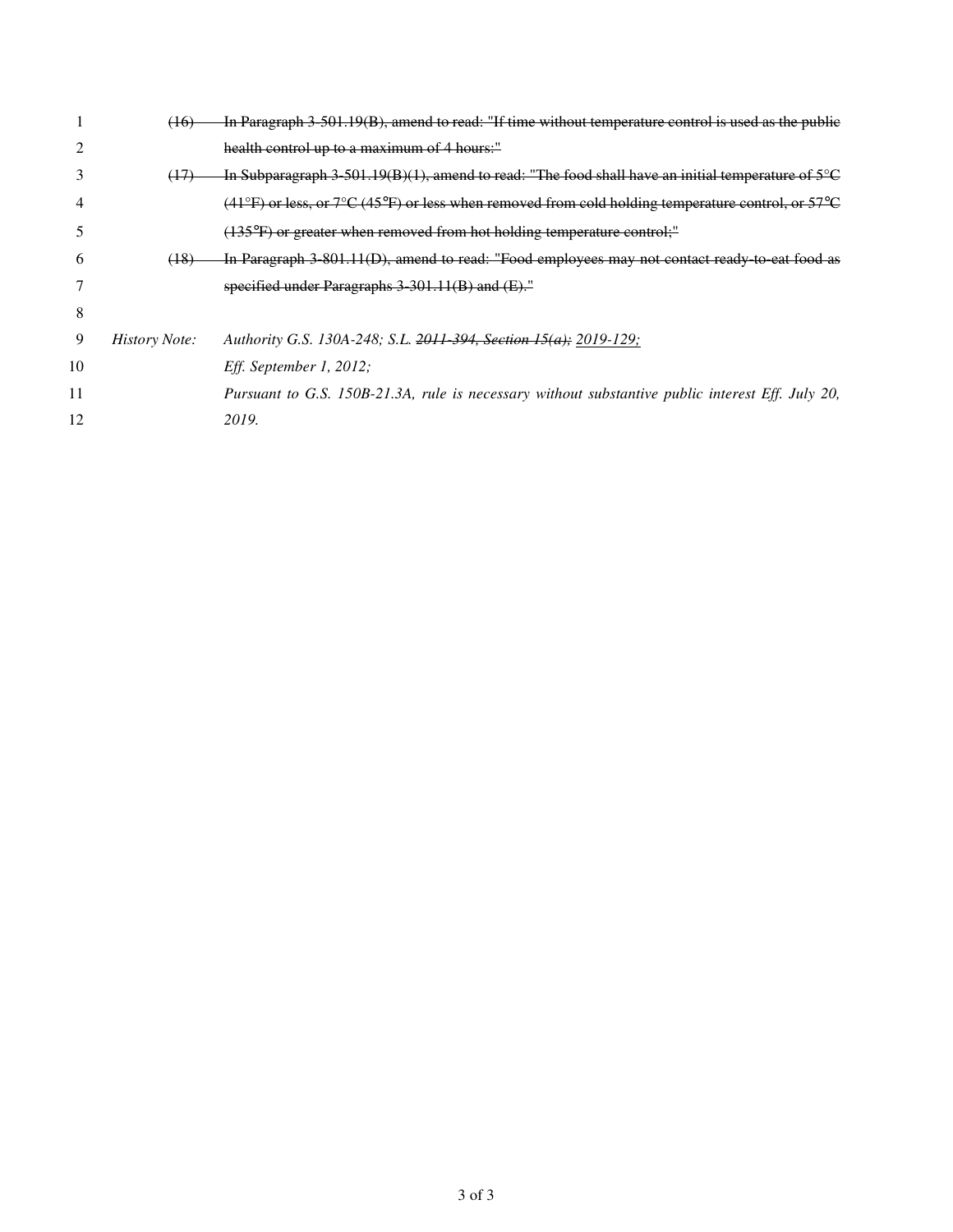~~(16) In Paragraph 3-501.19(B), amend to read: "If time without temperature control is used as the public health control up to a maximum of 4 hours:"~~

~~(17) In Subparagraph 3-501.19(B)(1), amend to read: "The food shall have an initial temperature of 5°C (41°F) or less, or 7°C (45°F) or less when removed from cold holding temperature control, or 57°C (135°F) or greater when removed from hot holding temperature control;"~~

~~(18) In Paragraph 3-801.11(D), amend to read: "Food employees may not contact ready-to-eat food as specified under Paragraphs 3-301.11(B) and (E)."~~

*History Note: Authority G.S. 130A-248; S.L. ~~2011-394, Section 15(a);~~ <u>2019-129;</u>*
*Eff. September 1, 2012;*
*Pursuant to G.S. 150B-21.3A, rule is necessary without substantive public interest Eff. July 20, 2019.*